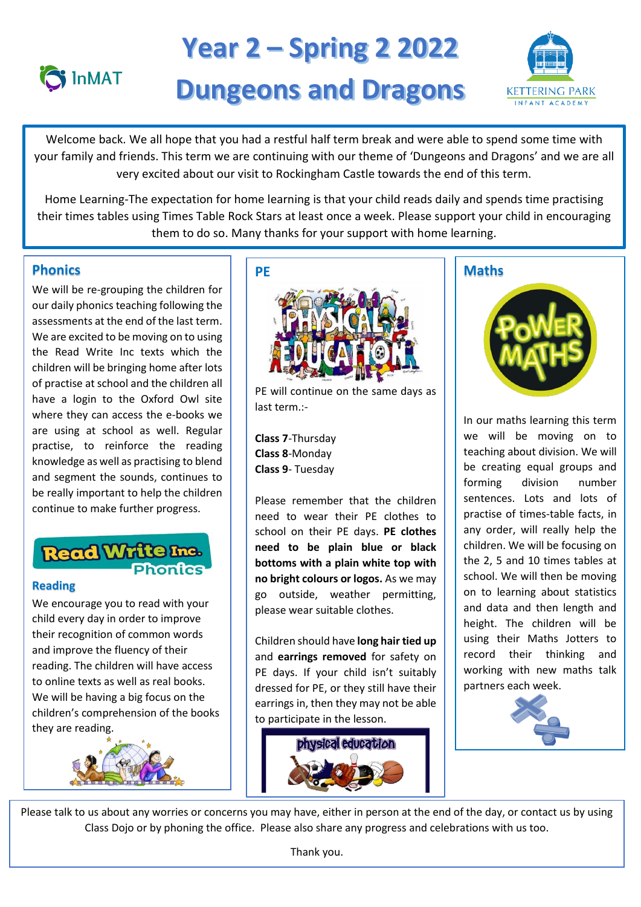# Year 2 – Spring 2 2022

# Dungeons and Dragons

Welcome back. We all hope that you had a restful half term break and were able to spend some time with your family and friends. This term we are continuing with our theme of 'Dungeons and Dragons' and we are all very excited about our visit to Rockingham Castle towards the end of this term.

Home Learning-The expectation for home learning is that your child reads daily and spends time practising their times tables using Times Table Rock Stars at least once a week. Please support your child in encouraging them to do so. Many thanks for your support with home learning.

## Phonics

We will be re-grouping the children for our daily phonics teaching following the assessments at the end of the last term. We are excited to be moving on to using the Read Write Inc texts which the children will be bringing home after lots of practise at school and the children all have a login to the Oxford Owl site where they can access the e-books we are using at school as well. Regular practise, to reinforce the reading knowledge as well as practising to blend and segment the sounds, continues to be really important to help the children continue to make further progress.

### Reading

We encourage you to read with your child every day in order to improve their recognition of common words and improve the fluency of their reading. The children will have access to online texts as well as real books. We will be having a big focus on the children's comprehension of the books they are reading.

## PE

PE will continue on the same days as last term.:-

**Class 7**-Thursday
**Class 8**-Monday
**Class 9**- Tuesday

Please remember that the children need to wear their PE clothes to school on their PE days. **PE clothes need to be plain blue or black bottoms with a plain white top with no bright colours or logos.** As we may go outside, weather permitting, please wear suitable clothes.

Children should have **long hair tied up** and **earrings removed** for safety on PE days. If your child isn't suitably dressed for PE, or they still have their earrings in, then they may not be able to participate in the lesson.

## Maths

In our maths learning this term we will be moving on to teaching about division. We will be creating equal groups and forming division number sentences. Lots and lots of practise of times-table facts, in any order, will really help the children. We will be focusing on the 2, 5 and 10 times tables at school. We will then be moving on to learning about statistics and data and then length and height. The children will be using their Maths Jotters to record their thinking and working with new maths talk partners each week.

Please talk to us about any worries or concerns you may have, either in person at the end of the day, or contact us by using Class Dojo or by phoning the office. Please also share any progress and celebrations with us too.

Thank you.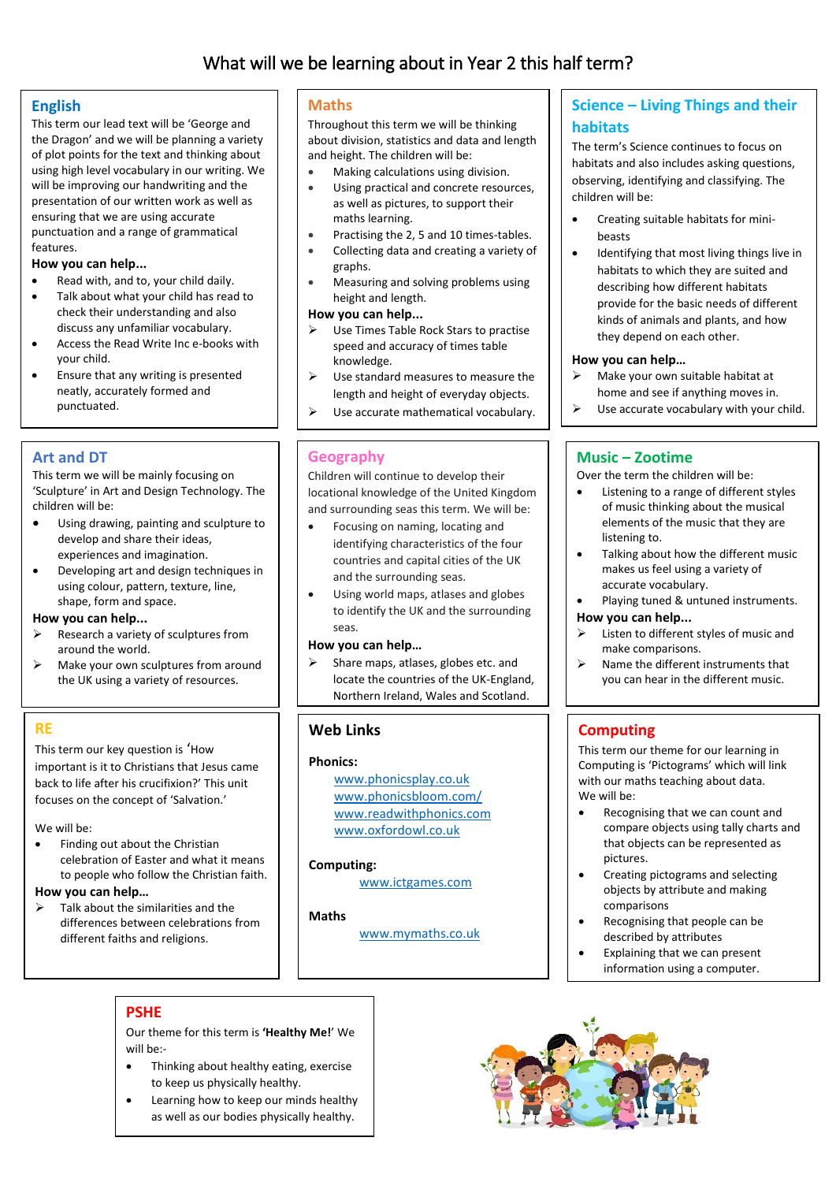# What will we be learning about in Year 2 this half term?

## English

This term our lead text will be 'George and the Dragon' and we will be planning a variety of plot points for the text and thinking about using high level vocabulary in our writing. We will be improving our handwriting and the presentation of our written work as well as ensuring that we are using accurate punctuation and a range of grammatical features.

**How you can help...**

- Read with, and to, your child daily.
- Talk about what your child has read to check their understanding and also discuss any unfamiliar vocabulary.
- Access the Read Write Inc e-books with your child.
- Ensure that any writing is presented neatly, accurately formed and punctuated.

## Maths

Throughout this term we will be thinking about division, statistics and data and length and height. The children will be:

- Making calculations using division.
- Using practical and concrete resources, as well as pictures, to support their maths learning.
- Practising the 2, 5 and 10 times-tables.
- Collecting data and creating a variety of graphs.
- Measuring and solving problems using height and length.

**How you can help...**

- Use Times Table Rock Stars to practise speed and accuracy of times table knowledge.
- Use standard measures to measure the length and height of everyday objects.
- Use accurate mathematical vocabulary.

## Science – Living Things and their habitats

The term's Science continues to focus on habitats and also includes asking questions, observing, identifying and classifying. The children will be:

- Creating suitable habitats for mini-beasts
- Identifying that most living things live in habitats to which they are suited and describing how different habitats provide for the basic needs of different kinds of animals and plants, and how they depend on each other.

**How you can help…**

- Make your own suitable habitat at home and see if anything moves in.
- Use accurate vocabulary with your child.

## Art and DT

This term we will be mainly focusing on 'Sculpture' in Art and Design Technology. The children will be:

- Using drawing, painting and sculpture to develop and share their ideas, experiences and imagination.
- Developing art and design techniques in using colour, pattern, texture, line, shape, form and space.

**How you can help...**

- Research a variety of sculptures from around the world.
- Make your own sculptures from around the UK using a variety of resources.

## Geography

Children will continue to develop their locational knowledge of the United Kingdom and surrounding seas this term. We will be:

- Focusing on naming, locating and identifying characteristics of the four countries and capital cities of the UK and the surrounding seas.
- Using world maps, atlases and globes to identify the UK and the surrounding seas.

**How you can help…**

- Share maps, atlases, globes etc. and locate the countries of the UK-England, Northern Ireland, Wales and Scotland.

## Music – Zootime

Over the term the children will be:

- Listening to a range of different styles of music thinking about the musical elements of the music that they are listening to.
- Talking about how the different music makes us feel using a variety of accurate vocabulary.
- Playing tuned & untuned instruments.

**How you can help...**

- Listen to different styles of music and make comparisons.
- Name the different instruments that you can hear in the different music.

## RE

This term our key question is 'How important is it to Christians that Jesus came back to life after his crucifixion?' This unit focuses on the concept of 'Salvation.'

We will be:

- Finding out about the Christian celebration of Easter and what it means to people who follow the Christian faith.

**How you can help…**

- Talk about the similarities and the differences between celebrations from different faiths and religions.

## Web Links

**Phonics:**

www.phonicsplay.co.uk
www.phonicsbloom.com/
www.readwithphonics.com
www.oxfordowl.co.uk

**Computing:**

www.ictgames.com

**Maths**

www.mymaths.co.uk

## Computing

This term our theme for our learning in Computing is 'Pictograms' which will link with our maths teaching about data.
We will be:

- Recognising that we can count and compare objects using tally charts and that objects can be represented as pictures.
- Creating pictograms and selecting objects by attribute and making comparisons
- Recognising that people can be described by attributes
- Explaining that we can present information using a computer.

## PSHE

Our theme for this term is **'Healthy Me!'** We will be:-

- Thinking about healthy eating, exercise to keep us physically healthy.
- Learning how to keep our minds healthy as well as our bodies physically healthy.